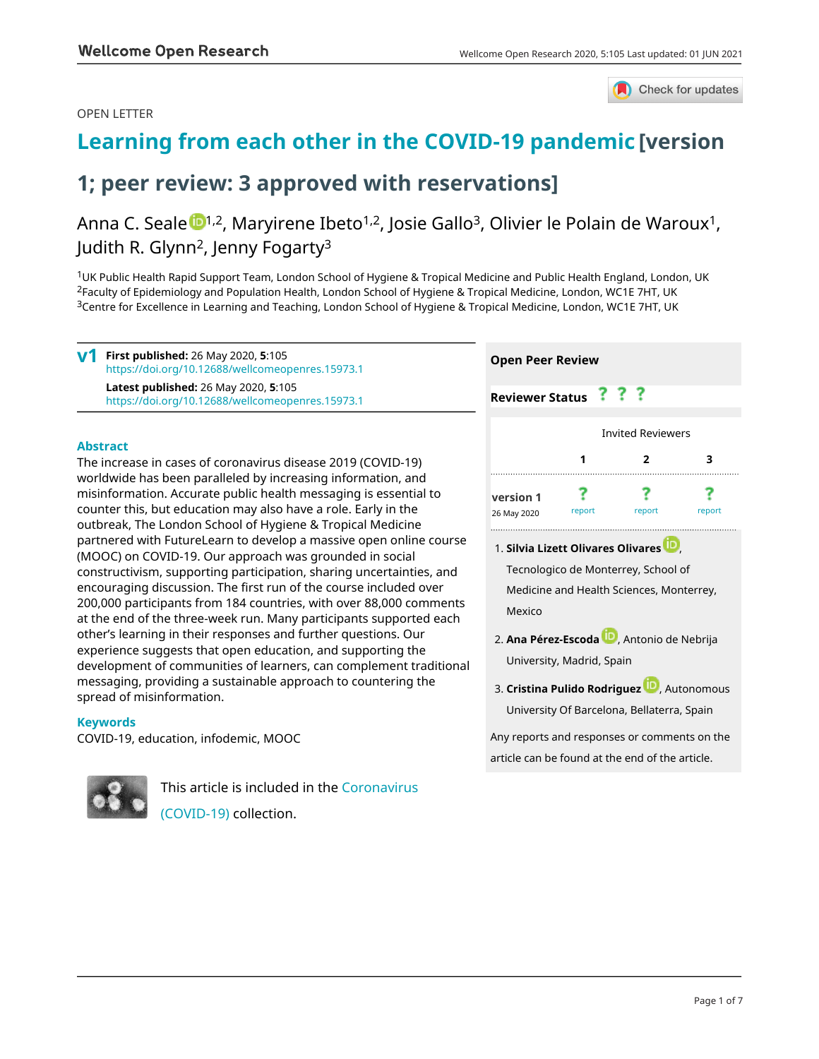OPEN LETTER

# Learning from each other in the COVID-19 pandemic [version 1; peer review: 3 approved with reservations]

Anna C. Seale[1,2], Maryirene Ibeto[1,2], Josie Gallo[3], Olivier le Polain de Waroux[1], Judith R. Glynn[2], Jenny Fogarty[3]

[1]UK Public Health Rapid Support Team, London School of Hygiene & Tropical Medicine and Public Health England, London, UK
[2]Faculty of Epidemiology and Population Health, London School of Hygiene & Tropical Medicine, London, WC1E 7HT, UK
[3]Centre for Excellence in Learning and Teaching, London School of Hygiene & Tropical Medicine, London, WC1E 7HT, UK

**v1** **First published:** 26 May 2020, **5**:105
https://doi.org/10.12688/wellcomeopenres.15973.1
**Latest published:** 26 May 2020, **5**:105
https://doi.org/10.12688/wellcomeopenres.15973.1

## Abstract

The increase in cases of coronavirus disease 2019 (COVID-19) worldwide has been paralleled by increasing information, and misinformation. Accurate public health messaging is essential to counter this, but education may also have a role. Early in the outbreak, The London School of Hygiene & Tropical Medicine partnered with FutureLearn to develop a massive open online course (MOOC) on COVID-19. Our approach was grounded in social constructivism, supporting participation, sharing uncertainties, and encouraging discussion. The first run of the course included over 200,000 participants from 184 countries, with over 88,000 comments at the end of the three-week run. Many participants supported each other's learning in their responses and further questions. Our experience suggests that open education, and supporting the development of communities of learners, can complement traditional messaging, providing a sustainable approach to countering the spread of misinformation.

## Keywords

COVID-19, education, infodemic, MOOC

This article is included in the Coronavirus (COVID-19) collection.

## Open Peer Review

**Reviewer Status** ? ? ?

| | Invited Reviewers | | |
|---|---|---|---|
| | **1** | **2** | **3** |
| **version 1** 26 May 2020 | ? report | ? report | ? report |

1. **Silvia Lizett Olivares Olivares**, Tecnologico de Monterrey, School of Medicine and Health Sciences, Monterrey, Mexico

2. **Ana Pérez-Escoda**, Antonio de Nebrija University, Madrid, Spain

3. **Cristina Pulido Rodriguez**, Autonomous University Of Barcelona, Bellaterra, Spain

Any reports and responses or comments on the article can be found at the end of the article.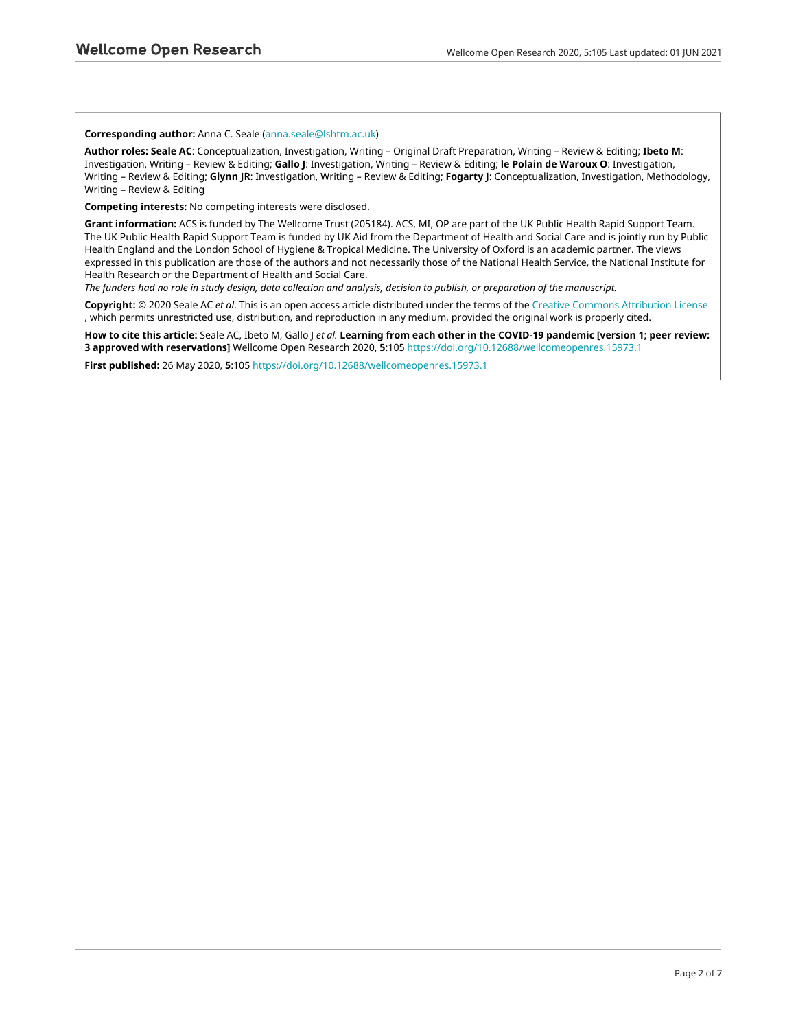**Corresponding author:** Anna C. Seale (anna.seale@lshtm.ac.uk)

**Author roles: Seale AC**: Conceptualization, Investigation, Writing – Original Draft Preparation, Writing – Review & Editing; **Ibeto M**: Investigation, Writing – Review & Editing; **Gallo J**: Investigation, Writing – Review & Editing; **le Polain de Waroux O**: Investigation, Writing – Review & Editing; **Glynn JR**: Investigation, Writing – Review & Editing; **Fogarty J**: Conceptualization, Investigation, Methodology, Writing – Review & Editing

**Competing interests:** No competing interests were disclosed.

**Grant information:** ACS is funded by The Wellcome Trust (205184). ACS, MI, OP are part of the UK Public Health Rapid Support Team. The UK Public Health Rapid Support Team is funded by UK Aid from the Department of Health and Social Care and is jointly run by Public Health England and the London School of Hygiene & Tropical Medicine. The University of Oxford is an academic partner. The views expressed in this publication are those of the authors and not necessarily those of the National Health Service, the National Institute for Health Research or the Department of Health and Social Care.
*The funders had no role in study design, data collection and analysis, decision to publish, or preparation of the manuscript.*

**Copyright:** © 2020 Seale AC *et al*. This is an open access article distributed under the terms of the Creative Commons Attribution License, which permits unrestricted use, distribution, and reproduction in any medium, provided the original work is properly cited.

**How to cite this article:** Seale AC, Ibeto M, Gallo J *et al.* **Learning from each other in the COVID-19 pandemic [version 1; peer review: 3 approved with reservations]** Wellcome Open Research 2020, **5**:105 https://doi.org/10.12688/wellcomeopenres.15973.1

**First published:** 26 May 2020, **5**:105 https://doi.org/10.12688/wellcomeopenres.15973.1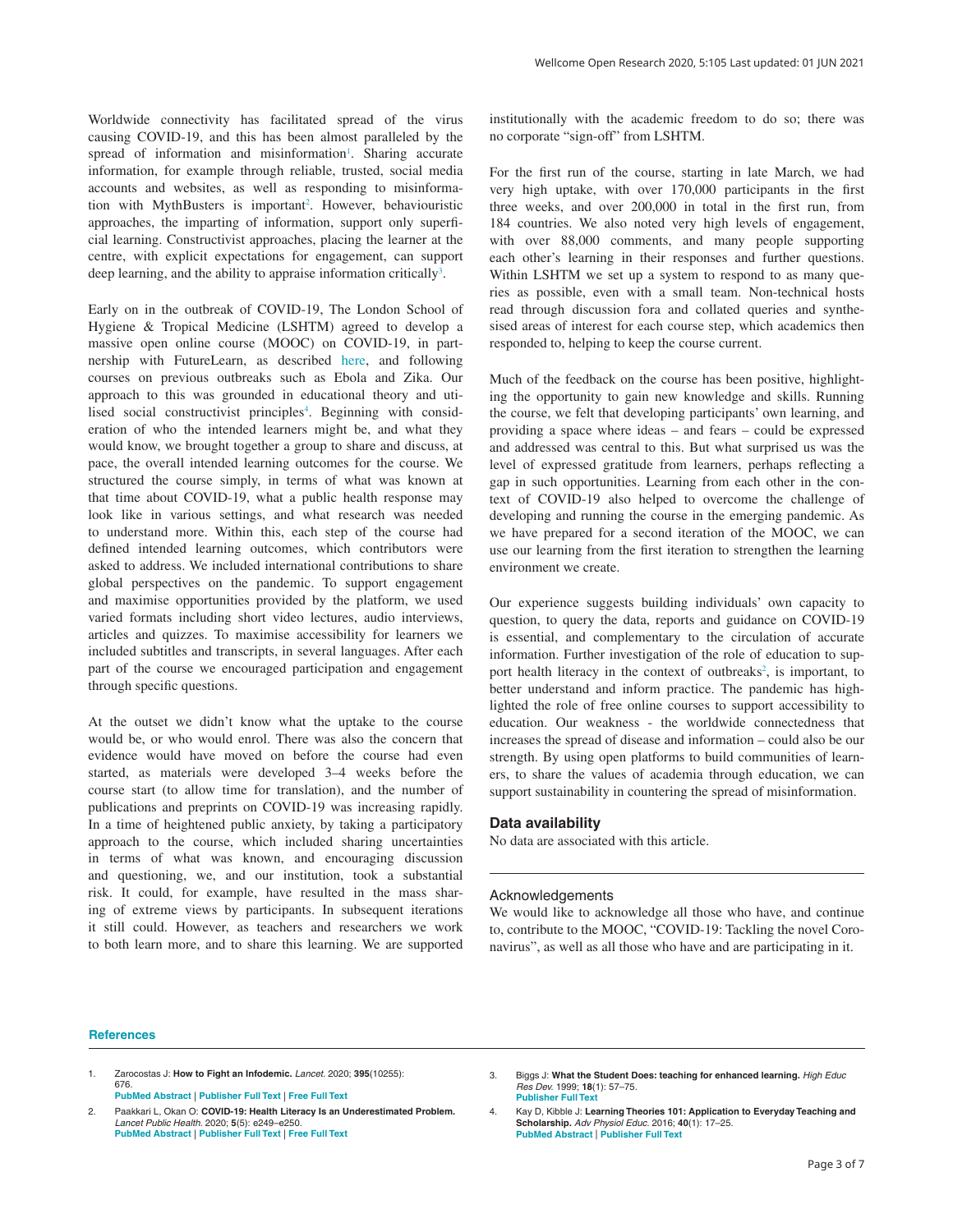Worldwide connectivity has facilitated spread of the virus causing COVID-19, and this has been almost paralleled by the spread of information and misinformation[1]. Sharing accurate information, for example through reliable, trusted, social media accounts and websites, as well as responding to misinformation with MythBusters is important[2]. However, behaviouristic approaches, the imparting of information, support only superficial learning. Constructivist approaches, placing the learner at the centre, with explicit expectations for engagement, can support deep learning, and the ability to appraise information critically[3].

Early on in the outbreak of COVID-19, The London School of Hygiene & Tropical Medicine (LSHTM) agreed to develop a massive open online course (MOOC) on COVID-19, in partnership with FutureLearn, as described here, and following courses on previous outbreaks such as Ebola and Zika. Our approach to this was grounded in educational theory and utilised social constructivist principles[4]. Beginning with consideration of who the intended learners might be, and what they would know, we brought together a group to share and discuss, at pace, the overall intended learning outcomes for the course. We structured the course simply, in terms of what was known at that time about COVID-19, what a public health response may look like in various settings, and what research was needed to understand more. Within this, each step of the course had defined intended learning outcomes, which contributors were asked to address. We included international contributions to share global perspectives on the pandemic. To support engagement and maximise opportunities provided by the platform, we used varied formats including short video lectures, audio interviews, articles and quizzes. To maximise accessibility for learners we included subtitles and transcripts, in several languages. After each part of the course we encouraged participation and engagement through specific questions.

At the outset we didn't know what the uptake to the course would be, or who would enrol. There was also the concern that evidence would have moved on before the course had even started, as materials were developed 3–4 weeks before the course start (to allow time for translation), and the number of publications and preprints on COVID-19 was increasing rapidly. In a time of heightened public anxiety, by taking a participatory approach to the course, which included sharing uncertainties in terms of what was known, and encouraging discussion and questioning, we, and our institution, took a substantial risk. It could, for example, have resulted in the mass sharing of extreme views by participants. In subsequent iterations it still could. However, as teachers and researchers we work to both learn more, and to share this learning. We are supported institutionally with the academic freedom to do so; there was no corporate "sign-off" from LSHTM.

For the first run of the course, starting in late March, we had very high uptake, with over 170,000 participants in the first three weeks, and over 200,000 in total in the first run, from 184 countries. We also noted very high levels of engagement, with over 88,000 comments, and many people supporting each other's learning in their responses and further questions. Within LSHTM we set up a system to respond to as many queries as possible, even with a small team. Non-technical hosts read through discussion fora and collated queries and synthesised areas of interest for each course step, which academics then responded to, helping to keep the course current.

Much of the feedback on the course has been positive, highlighting the opportunity to gain new knowledge and skills. Running the course, we felt that developing participants' own learning, and providing a space where ideas – and fears – could be expressed and addressed was central to this. But what surprised us was the level of expressed gratitude from learners, perhaps reflecting a gap in such opportunities. Learning from each other in the context of COVID-19 also helped to overcome the challenge of developing and running the course in the emerging pandemic. As we have prepared for a second iteration of the MOOC, we can use our learning from the first iteration to strengthen the learning environment we create.

Our experience suggests building individuals' own capacity to question, to query the data, reports and guidance on COVID-19 is essential, and complementary to the circulation of accurate information. Further investigation of the role of education to support health literacy in the context of outbreaks[2], is important, to better understand and inform practice. The pandemic has highlighted the role of free online courses to support accessibility to education. Our weakness - the worldwide connectedness that increases the spread of disease and information – could also be our strength. By using open platforms to build communities of learners, to share the values of academia through education, we can support sustainability in countering the spread of misinformation.

## Data availability

No data are associated with this article.

## Acknowledgements

We would like to acknowledge all those who have, and continue to, contribute to the MOOC, "COVID-19: Tackling the novel Coronavirus", as well as all those who have and are participating in it.

## References

1. Zarocostas J: **How to Fight an Infodemic.** *Lancet.* 2020; **395**(10255): 676.
   PubMed Abstract | Publisher Full Text | Free Full Text
2. Paakkari L, Okan O: **COVID-19: Health Literacy Is an Underestimated Problem.** *Lancet Public Health.* 2020; **5**(5): e249–e250.
   PubMed Abstract | Publisher Full Text | Free Full Text
3. Biggs J: **What the Student Does: teaching for enhanced learning.** *High Educ Res Dev.* 1999; **18**(1): 57–75.
   Publisher Full Text
4. Kay D, Kibble J: **Learning Theories 101: Application to Everyday Teaching and Scholarship.** *Adv Physiol Educ.* 2016; **40**(1): 17–25.
   PubMed Abstract | Publisher Full Text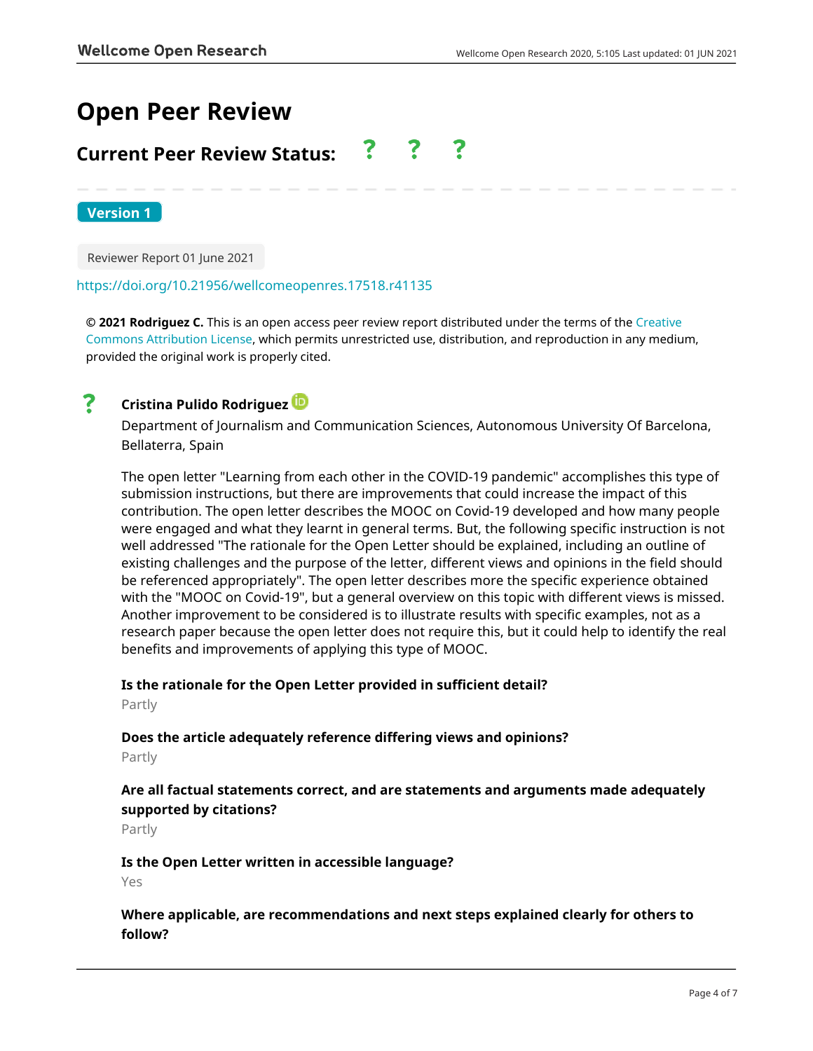# Open Peer Review

## Current Peer Review Status: ? ? ?

**Version 1**

Reviewer Report 01 June 2021

https://doi.org/10.21956/wellcomeopenres.17518.r41135

**© 2021 Rodriguez C.** This is an open access peer review report distributed under the terms of the Creative Commons Attribution License, which permits unrestricted use, distribution, and reproduction in any medium, provided the original work is properly cited.

? **Cristina Pulido Rodriguez**

Department of Journalism and Communication Sciences, Autonomous University Of Barcelona, Bellaterra, Spain

The open letter "Learning from each other in the COVID-19 pandemic" accomplishes this type of submission instructions, but there are improvements that could increase the impact of this contribution. The open letter describes the MOOC on Covid-19 developed and how many people were engaged and what they learnt in general terms. But, the following specific instruction is not well addressed "The rationale for the Open Letter should be explained, including an outline of existing challenges and the purpose of the letter, different views and opinions in the field should be referenced appropriately". The open letter describes more the specific experience obtained with the "MOOC on Covid-19", but a general overview on this topic with different views is missed. Another improvement to be considered is to illustrate results with specific examples, not as a research paper because the open letter does not require this, but it could help to identify the real benefits and improvements of applying this type of MOOC.

**Is the rationale for the Open Letter provided in sufficient detail?**

Partly

**Does the article adequately reference differing views and opinions?**

Partly

**Are all factual statements correct, and are statements and arguments made adequately supported by citations?**

Partly

**Is the Open Letter written in accessible language?**

Yes

**Where applicable, are recommendations and next steps explained clearly for others to follow?**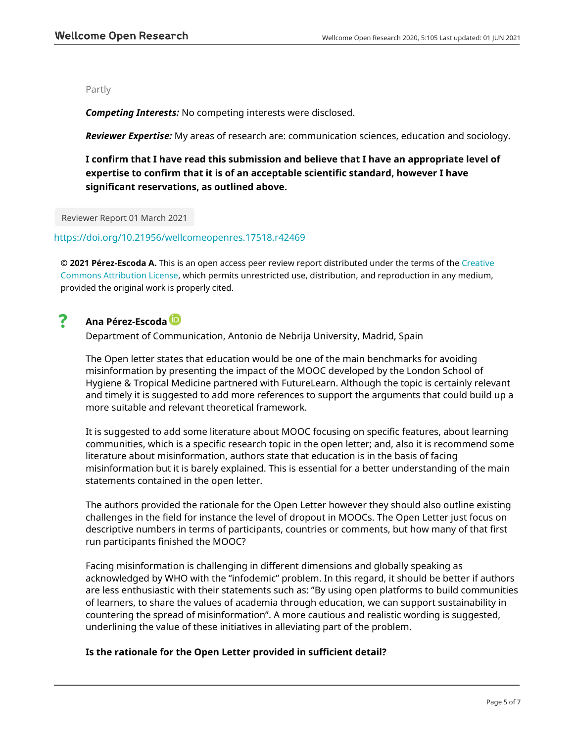Partly

***Competing Interests:*** No competing interests were disclosed.

***Reviewer Expertise:*** My areas of research are: communication sciences, education and sociology.

**I confirm that I have read this submission and believe that I have an appropriate level of expertise to confirm that it is of an acceptable scientific standard, however I have significant reservations, as outlined above.**

Reviewer Report 01 March 2021

https://doi.org/10.21956/wellcomeopenres.17518.r42469

**© 2021 Pérez-Escoda A.** This is an open access peer review report distributed under the terms of the Creative Commons Attribution License, which permits unrestricted use, distribution, and reproduction in any medium, provided the original work is properly cited.

**?** **Ana Pérez-Escoda**

Department of Communication, Antonio de Nebrija University, Madrid, Spain

The Open letter states that education would be one of the main benchmarks for avoiding misinformation by presenting the impact of the MOOC developed by the London School of Hygiene & Tropical Medicine partnered with FutureLearn. Although the topic is certainly relevant and timely it is suggested to add more references to support the arguments that could build up a more suitable and relevant theoretical framework.

It is suggested to add some literature about MOOC focusing on specific features, about learning communities, which is a specific research topic in the open letter; and, also it is recommend some literature about misinformation, authors state that education is in the basis of facing misinformation but it is barely explained. This is essential for a better understanding of the main statements contained in the open letter.

The authors provided the rationale for the Open Letter however they should also outline existing challenges in the field for instance the level of dropout in MOOCs. The Open Letter just focus on descriptive numbers in terms of participants, countries or comments, but how many of that first run participants finished the MOOC?

Facing misinformation is challenging in different dimensions and globally speaking as acknowledged by WHO with the "infodemic" problem. In this regard, it should be better if authors are less enthusiastic with their statements such as: "By using open platforms to build communities of learners, to share the values of academia through education, we can support sustainability in countering the spread of misinformation". A more cautious and realistic wording is suggested, underlining the value of these initiatives in alleviating part of the problem.

**Is the rationale for the Open Letter provided in sufficient detail?**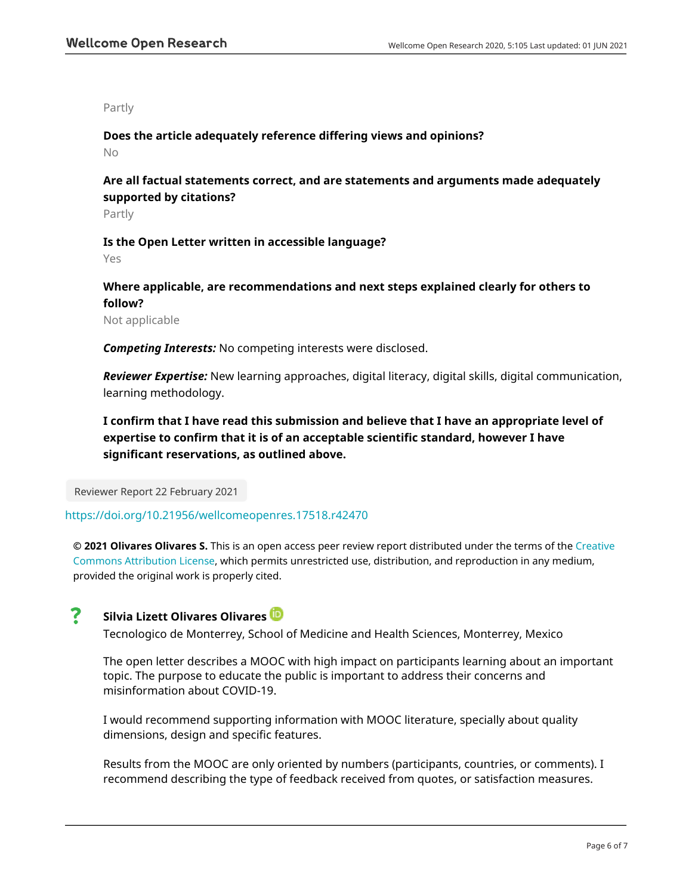Partly

**Does the article adequately reference differing views and opinions?**

No

**Are all factual statements correct, and are statements and arguments made adequately supported by citations?**

Partly

**Is the Open Letter written in accessible language?**

Yes

**Where applicable, are recommendations and next steps explained clearly for others to follow?**

Not applicable

***Competing Interests:*** No competing interests were disclosed.

***Reviewer Expertise:*** New learning approaches, digital literacy, digital skills, digital communication, learning methodology.

**I confirm that I have read this submission and believe that I have an appropriate level of expertise to confirm that it is of an acceptable scientific standard, however I have significant reservations, as outlined above.**

Reviewer Report 22 February 2021

https://doi.org/10.21956/wellcomeopenres.17518.r42470

**© 2021 Olivares Olivares S.** This is an open access peer review report distributed under the terms of the Creative Commons Attribution License, which permits unrestricted use, distribution, and reproduction in any medium, provided the original work is properly cited.

? **Silvia Lizett Olivares Olivares**

Tecnologico de Monterrey, School of Medicine and Health Sciences, Monterrey, Mexico

The open letter describes a MOOC with high impact on participants learning about an important topic. The purpose to educate the public is important to address their concerns and misinformation about COVID-19.

I would recommend supporting information with MOOC literature, specially about quality dimensions, design and specific features.

Results from the MOOC are only oriented by numbers (participants, countries, or comments). I recommend describing the type of feedback received from quotes, or satisfaction measures.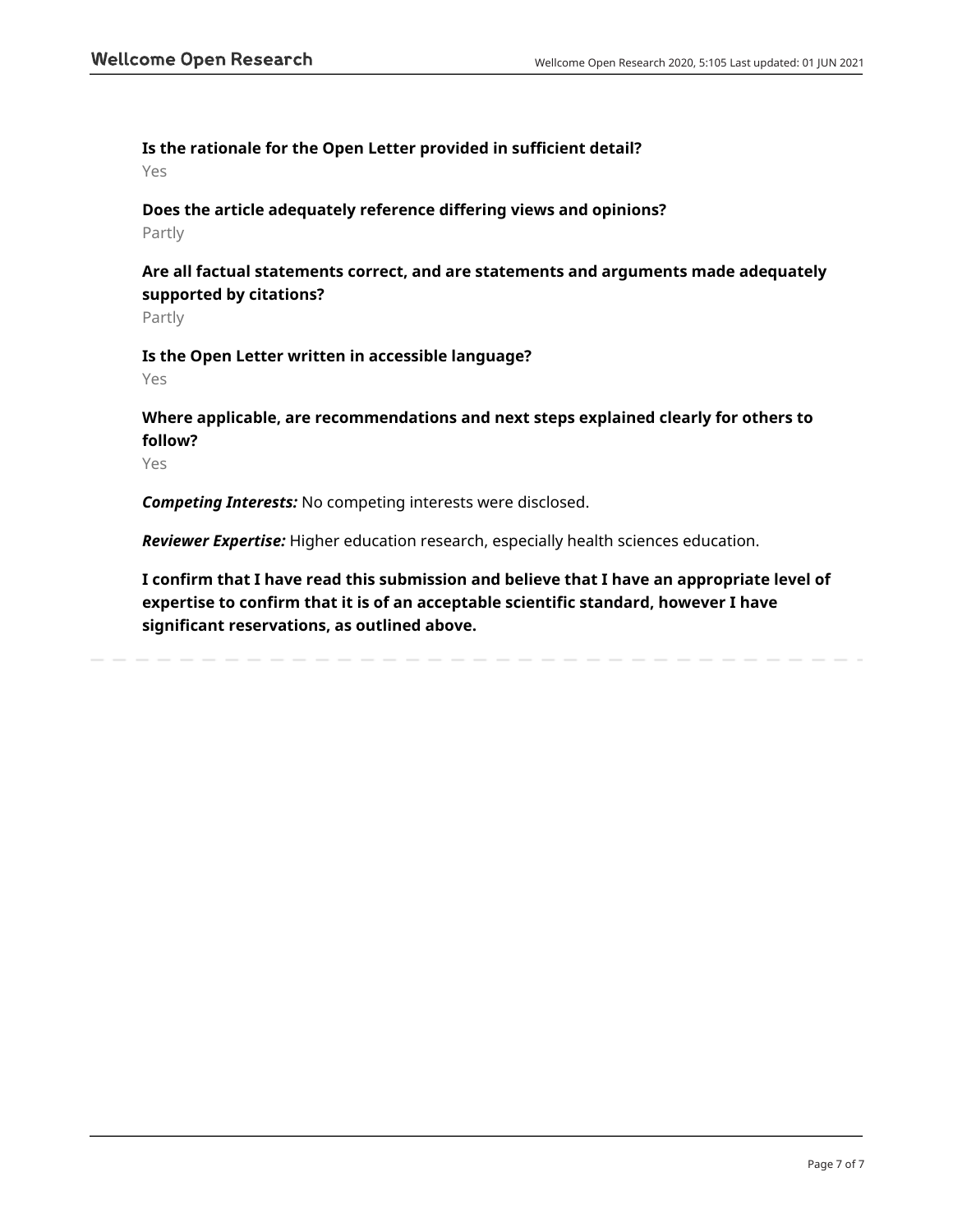**Is the rationale for the Open Letter provided in sufficient detail?**

Yes

**Does the article adequately reference differing views and opinions?**

Partly

**Are all factual statements correct, and are statements and arguments made adequately supported by citations?**

Partly

**Is the Open Letter written in accessible language?**

Yes

**Where applicable, are recommendations and next steps explained clearly for others to follow?**

Yes

***Competing Interests:*** No competing interests were disclosed.

***Reviewer Expertise:*** Higher education research, especially health sciences education.

**I confirm that I have read this submission and believe that I have an appropriate level of expertise to confirm that it is of an acceptable scientific standard, however I have significant reservations, as outlined above.**